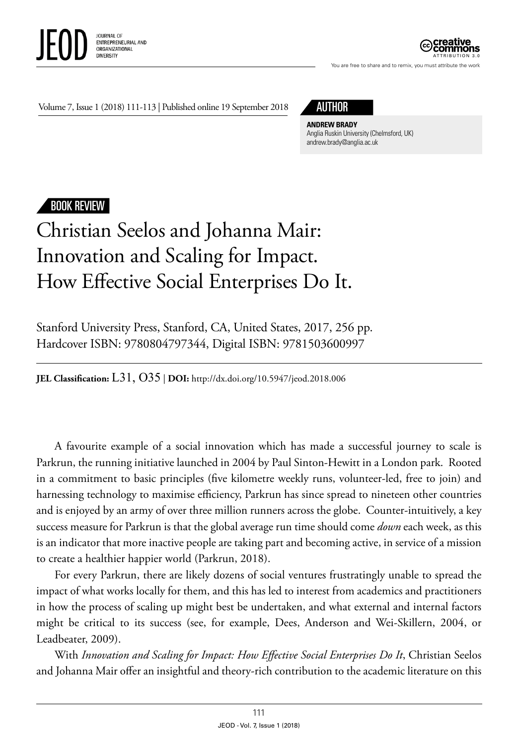AUTHOR

**ANDREW BRADY**
Anglia Ruskin University (Chelmsford, UK)
andrew.brady@anglia.ac.uk

BOOK REVIEW

# Christian Seelos and Johanna Mair: Innovation and Scaling for Impact. How Effective Social Enterprises Do It.

Stanford University Press, Stanford, CA, United States, 2017, 256 pp.
Hardcover ISBN: 9780804797344, Digital ISBN: 9781503600997

**JEL Classification:** L31, O35 | **DOI:** http://dx.doi.org/10.5947/jeod.2018.006

A favourite example of a social innovation which has made a successful journey to scale is Parkrun, the running initiative launched in 2004 by Paul Sinton-Hewitt in a London park. Rooted in a commitment to basic principles (five kilometre weekly runs, volunteer-led, free to join) and harnessing technology to maximise efficiency, Parkrun has since spread to nineteen other countries and is enjoyed by an army of over three million runners across the globe. Counter-intuitively, a key success measure for Parkrun is that the global average run time should come *down* each week, as this is an indicator that more inactive people are taking part and becoming active, in service of a mission to create a healthier happier world (Parkrun, 2018).

For every Parkrun, there are likely dozens of social ventures frustratingly unable to spread the impact of what works locally for them, and this has led to interest from academics and practitioners in how the process of scaling up might best be undertaken, and what external and internal factors might be critical to its success (see, for example, Dees, Anderson and Wei-Skillern, 2004, or Leadbeater, 2009).

With *Innovation and Scaling for Impact: How Effective Social Enterprises Do It*, Christian Seelos and Johanna Mair offer an insightful and theory-rich contribution to the academic literature on this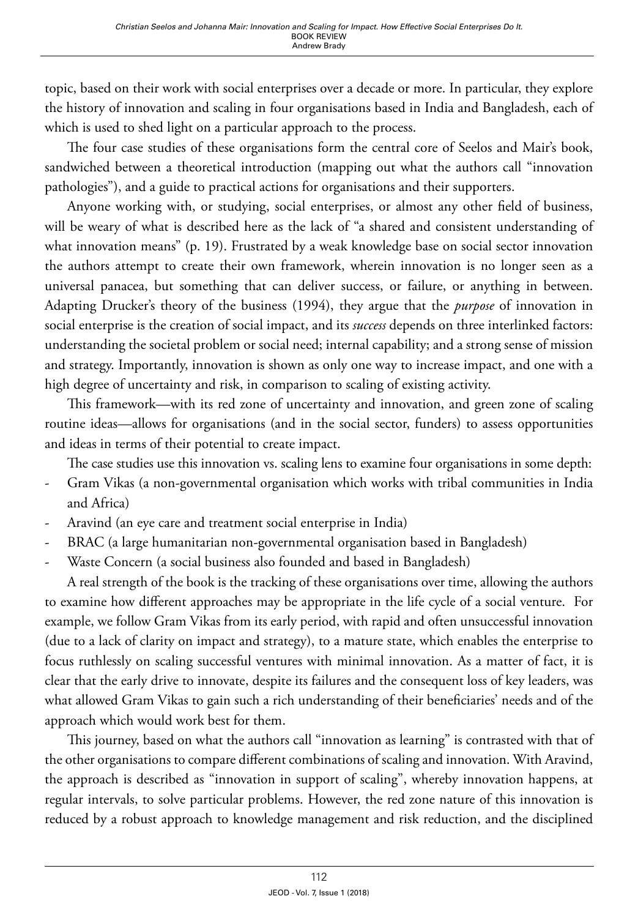topic, based on their work with social enterprises over a decade or more. In particular, they explore the history of innovation and scaling in four organisations based in India and Bangladesh, each of which is used to shed light on a particular approach to the process.

The four case studies of these organisations form the central core of Seelos and Mair's book, sandwiched between a theoretical introduction (mapping out what the authors call "innovation pathologies"), and a guide to practical actions for organisations and their supporters.

Anyone working with, or studying, social enterprises, or almost any other field of business, will be weary of what is described here as the lack of "a shared and consistent understanding of what innovation means" (p. 19). Frustrated by a weak knowledge base on social sector innovation the authors attempt to create their own framework, wherein innovation is no longer seen as a universal panacea, but something that can deliver success, or failure, or anything in between. Adapting Drucker's theory of the business (1994), they argue that the *purpose* of innovation in social enterprise is the creation of social impact, and its *success* depends on three interlinked factors: understanding the societal problem or social need; internal capability; and a strong sense of mission and strategy. Importantly, innovation is shown as only one way to increase impact, and one with a high degree of uncertainty and risk, in comparison to scaling of existing activity.

This framework—with its red zone of uncertainty and innovation, and green zone of scaling routine ideas—allows for organisations (and in the social sector, funders) to assess opportunities and ideas in terms of their potential to create impact.

The case studies use this innovation vs. scaling lens to examine four organisations in some depth:

- Gram Vikas (a non-governmental organisation which works with tribal communities in India and Africa)
- Aravind (an eye care and treatment social enterprise in India)
- BRAC (a large humanitarian non-governmental organisation based in Bangladesh)
- Waste Concern (a social business also founded and based in Bangladesh)

A real strength of the book is the tracking of these organisations over time, allowing the authors to examine how different approaches may be appropriate in the life cycle of a social venture. For example, we follow Gram Vikas from its early period, with rapid and often unsuccessful innovation (due to a lack of clarity on impact and strategy), to a mature state, which enables the enterprise to focus ruthlessly on scaling successful ventures with minimal innovation. As a matter of fact, it is clear that the early drive to innovate, despite its failures and the consequent loss of key leaders, was what allowed Gram Vikas to gain such a rich understanding of their beneficiaries' needs and of the approach which would work best for them.

This journey, based on what the authors call "innovation as learning" is contrasted with that of the other organisations to compare different combinations of scaling and innovation. With Aravind, the approach is described as "innovation in support of scaling", whereby innovation happens, at regular intervals, to solve particular problems. However, the red zone nature of this innovation is reduced by a robust approach to knowledge management and risk reduction, and the disciplined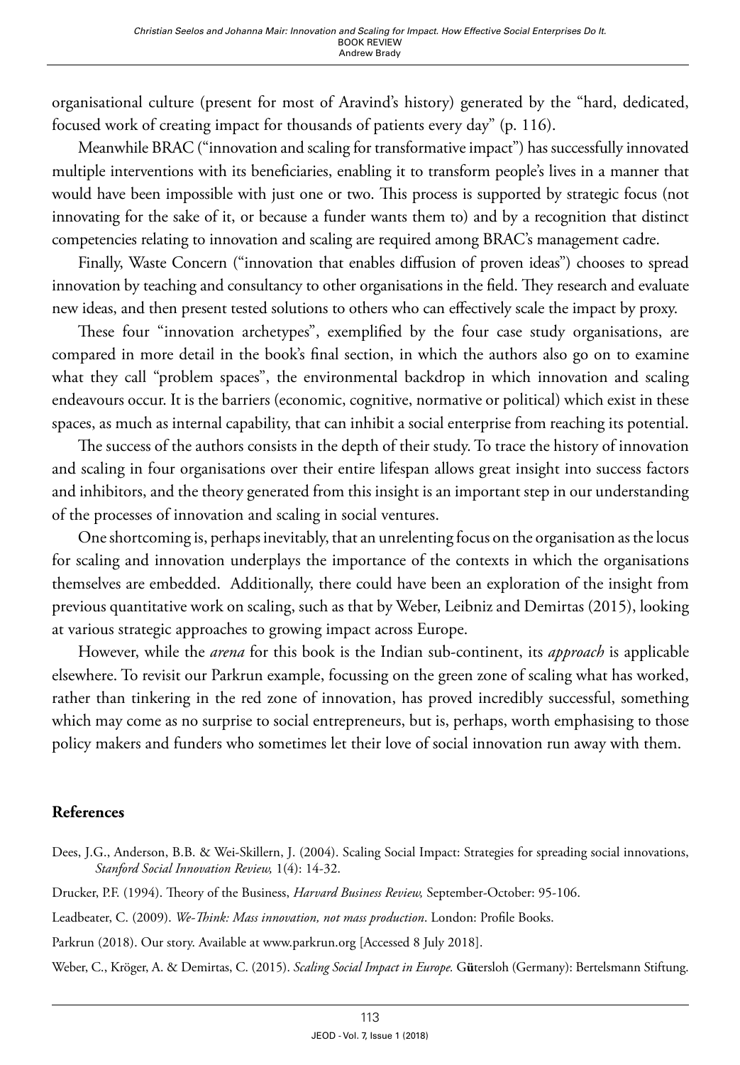organisational culture (present for most of Aravind's history) generated by the "hard, dedicated, focused work of creating impact for thousands of patients every day" (p. 116).

Meanwhile BRAC ("innovation and scaling for transformative impact") has successfully innovated multiple interventions with its beneficiaries, enabling it to transform people's lives in a manner that would have been impossible with just one or two. This process is supported by strategic focus (not innovating for the sake of it, or because a funder wants them to) and by a recognition that distinct competencies relating to innovation and scaling are required among BRAC's management cadre.

Finally, Waste Concern ("innovation that enables diffusion of proven ideas") chooses to spread innovation by teaching and consultancy to other organisations in the field. They research and evaluate new ideas, and then present tested solutions to others who can effectively scale the impact by proxy.

These four "innovation archetypes", exemplified by the four case study organisations, are compared in more detail in the book's final section, in which the authors also go on to examine what they call "problem spaces", the environmental backdrop in which innovation and scaling endeavours occur. It is the barriers (economic, cognitive, normative or political) which exist in these spaces, as much as internal capability, that can inhibit a social enterprise from reaching its potential.

The success of the authors consists in the depth of their study. To trace the history of innovation and scaling in four organisations over their entire lifespan allows great insight into success factors and inhibitors, and the theory generated from this insight is an important step in our understanding of the processes of innovation and scaling in social ventures.

One shortcoming is, perhaps inevitably, that an unrelenting focus on the organisation as the locus for scaling and innovation underplays the importance of the contexts in which the organisations themselves are embedded. Additionally, there could have been an exploration of the insight from previous quantitative work on scaling, such as that by Weber, Leibniz and Demirtas (2015), looking at various strategic approaches to growing impact across Europe.

However, while the *arena* for this book is the Indian sub-continent, its *approach* is applicable elsewhere. To revisit our Parkrun example, focussing on the green zone of scaling what has worked, rather than tinkering in the red zone of innovation, has proved incredibly successful, something which may come as no surprise to social entrepreneurs, but is, perhaps, worth emphasising to those policy makers and funders who sometimes let their love of social innovation run away with them.

## References

Dees, J.G., Anderson, B.B. & Wei-Skillern, J. (2004). Scaling Social Impact: Strategies for spreading social innovations, *Stanford Social Innovation Review,* 1(4): 14-32.

Drucker, P.F. (1994). Theory of the Business, *Harvard Business Review,* September-October: 95-106.

Leadbeater, C. (2009). *We-Think: Mass innovation, not mass production*. London: Profile Books.

Parkrun (2018). Our story. Available at www.parkrun.org [Accessed 8 July 2018].

Weber, C., Kröger, A. & Demirtas, C. (2015). *Scaling Social Impact in Europe.* G**ü**tersloh (Germany): Bertelsmann Stiftung.